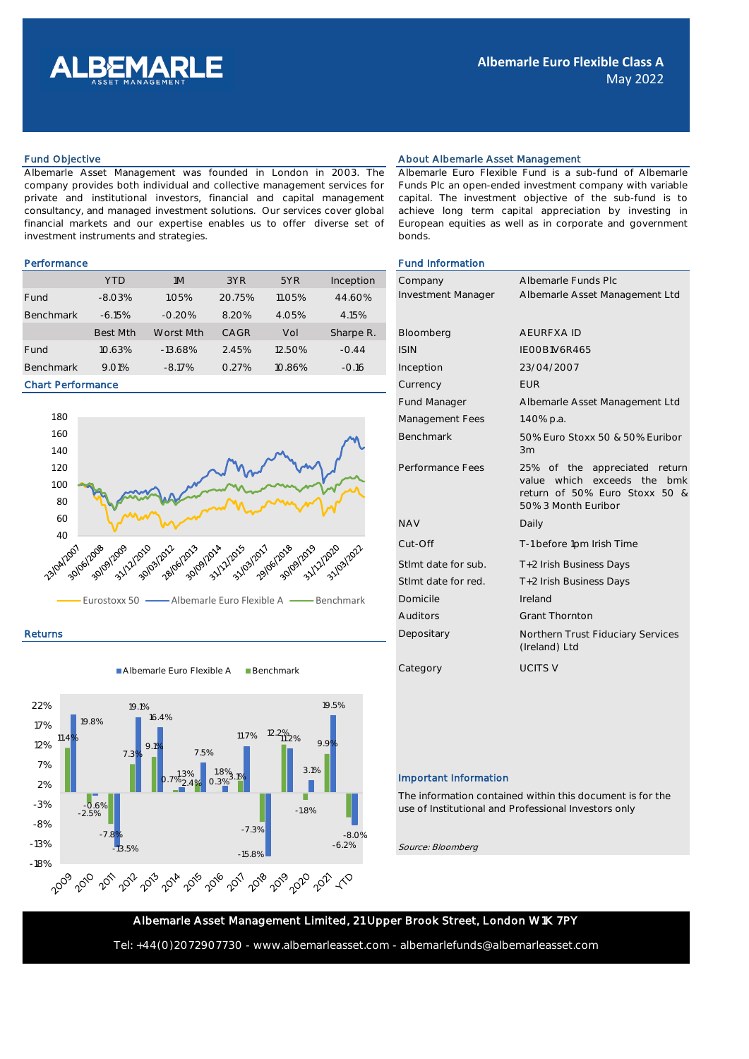# Albemarle Euro Flexible Class A

May 2022

## Fund Objective

Albemarle Asset Management was founded in London in 2003. The company provides both individual and collective management services for private and institutional investors, financial and capital management consultancy, and managed investment solutions. Our services cover global financial markets and our expertise enables us to offer diverse set of investment instruments and strategies.

## About Albemarle Asset Management

Albemarle Euro Flexible Fund is a sub-fund of Albemarle Funds Plc an open-ended investment company with variable capital. The investment objective of the sub-fund is to achieve long term capital appreciation by investing in European equities as well as in corporate and government bonds.

## Performance

| | YTD | 1M | 3YR | 5YR | Inception |
|---|---|---|---|---|---|
| Fund | -8.03% | 1.05% | 20.75% | 11.05% | 44.60% |
| Benchmark | -6.15% | -0.20% | 8.20% | 4.05% | 4.15% |
| | Best Mth | Worst Mth | CAGR | Vol | Sharpe R. |
| Fund | 10.63% | -13.68% | 2.45% | 12.50% | -0.44 |
| Benchmark | 9.01% | -8.17% | 0.27% | 10.86% | -0.16 |

## Chart Performance

Eurostoxx 50 — Albemarle Euro Flexible A — Benchmark

## Returns

| | 2009 | 2010 | 2011 | 2012 | 2013 | 2014 | 2015 | 2016 | 2017 | 2018 | 2019 | 2020 | 2021 | YTD |
|---|---|---|---|---|---|---|---|---|---|---|---|---|---|---|
| Albemarle Euro Flexible A | 19.8% | -0.6% | -13.5% | 19.1% | 16.4% | 1.3% | 7.5% | 1.8% | 11.7% | -15.8% | 11.2% | 3.1% | 19.5% | -8.0% |
| Benchmark | 11.4% | -2.5% | -7.8% | 7.3% | 9.1% | 0.7% | 2.4% | 0.3% | 3.1% | -7.3% | 12.2% | -1.8% | 9.9% | -6.2% |

## Fund Information

| | |
|---|---|
| Company | Albemarle Funds Plc |
| Investment Manager | Albemarle Asset Management Ltd |
| Bloomberg | AEURFXA ID |
| ISIN | IE00B1V6R465 |
| Inception | 23/04/2007 |
| Currency | EUR |
| Fund Manager | Albemarle Asset Management Ltd |
| Management Fees | 1.40% p.a. |
| Benchmark | 50% Euro Stoxx 50 & 50% Euribor 3m |
| Performance Fees | 25% of the appreciated return value which exceeds the bmk return of 50% Euro Stoxx 50 & 50% 3 Month Euribor |
| NAV | Daily |
| Cut-Off | T-1 before 1pm Irish Time |
| Stlmt date for sub. | T+2 Irish Business Days |
| Stlmt date for red. | T+2 Irish Business Days |
| Domicile | Ireland |
| Auditors | Grant Thornton |
| Depositary | Northern Trust Fiduciary Services (Ireland) Ltd |
| Category | UCITS V |

## Important Information

The information contained within this document is for the use of Institutional and Professional Investors only

*Source: Bloomberg*

Albemarle Asset Management Limited, 21 Upper Brook Street, London W1K 7PY

Tel: +44(0)2072907730 - www.albemarleasset.com - albemarlefunds@albemarleasset.com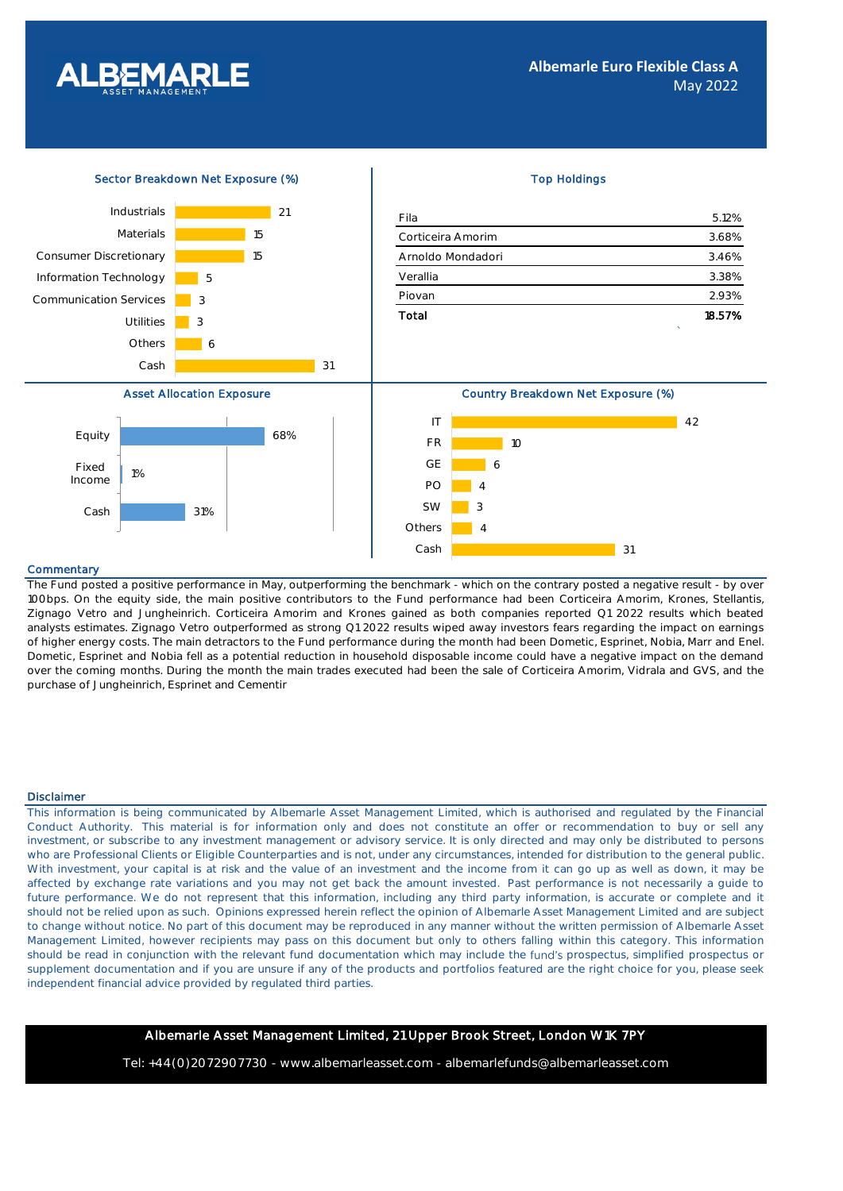# Albemarle Euro Flexible Class A

May 2022

ALBEMARLE ASSET MANAGEMENT

## Sector Breakdown Net Exposure (%)

Industrials 21
Materials 15
Consumer Discretionary 15
Information Technology 5
Communication Services 3
Utilities 3
Others 6
Cash 31

## Top Holdings

| | |
|---|---|
| Fila | 5.12% |
| Corticeira Amorim | 3.68% |
| Arnoldo Mondadori | 3.46% |
| Verallia | 3.38% |
| Piovan | 2.93% |
| **Total** | **18.57%** |

## Asset Allocation Exposure

Equity 68%
Fixed Income 1%
Cash 31%

## Country Breakdown Net Exposure (%)

IT 42
FR 10
GE 6
PO 4
SW 3
Others 4
Cash 31

## Commentary

The Fund posted a positive performance in May, outperforming the benchmark - which on the contrary posted a negative result - by over 100bps. On the equity side, the main positive contributors to the Fund performance had been Corticeira Amorim, Krones, Stellantis, Zignago Vetro and Jungheinrich. Corticeira Amorim and Krones gained as both companies reported Q1 2022 results which beated analysts estimates. Zignago Vetro outperformed as strong Q1 2022 results wiped away investors fears regarding the impact on earnings of higher energy costs. The main detractors to the Fund performance during the month had been Dometic, Esprinet, Nobia, Marr and Enel. Dometic, Esprinet and Nobia fell as a potential reduction in household disposable income could have a negative impact on the demand over the coming months. During the month the main trades executed had been the sale of Corticeira Amorim, Vidrala and GVS, and the purchase of Jungheinrich, Esprinet and Cementir

## Disclaimer

This information is being communicated by Albemarle Asset Management Limited, which is authorised and regulated by the Financial Conduct Authority. This material is for information only and does not constitute an offer or recommendation to buy or sell any investment, or subscribe to any investment management or advisory service. It is only directed and may only be distributed to persons who are Professional Clients or Eligible Counterparties and is not, under any circumstances, intended for distribution to the general public. With investment, your capital is at risk and the value of an investment and the income from it can go up as well as down, it may be affected by exchange rate variations and you may not get back the amount invested. Past performance is not necessarily a guide to future performance. We do not represent that this information, including any third party information, is accurate or complete and it should not be relied upon as such. Opinions expressed herein reflect the opinion of Albemarle Asset Management Limited and are subject to change without notice. No part of this document may be reproduced in any manner without the written permission of Albemarle Asset Management Limited, however recipients may pass on this document but only to others falling within this category. This information should be read in conjunction with the relevant fund documentation which may include the fund's prospectus, simplified prospectus or supplement documentation and if you are unsure if any of the products and portfolios featured are the right choice for you, please seek independent financial advice provided by regulated third parties.

Albemarle Asset Management Limited, 21 Upper Brook Street, London W1K 7PY

Tel: +44(0)2072907730 - www.albemarleasset.com - albemarlefunds@albemarleasset.com